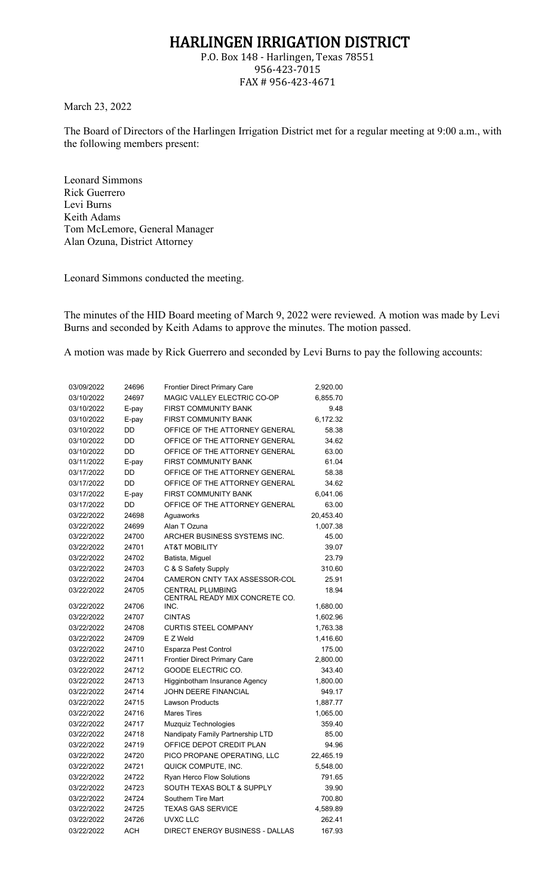# HARLINGEN IRRIGATION DISTRICT

P.O. Box 148 - Harlingen, Texas 78551
956-423-7015
FAX # 956-423-4671

March 23, 2022

The Board of Directors of the Harlingen Irrigation District met for a regular meeting at 9:00 a.m., with the following members present:

Leonard Simmons
Rick Guerrero
Levi Burns
Keith Adams
Tom McLemore, General Manager
Alan Ozuna, District Attorney

Leonard Simmons conducted the meeting.

The minutes of the HID Board meeting of March 9, 2022 were reviewed. A motion was made by Levi Burns and seconded by Keith Adams to approve the minutes. The motion passed.

A motion was made by Rick Guerrero and seconded by Levi Burns to pay the following accounts:

| | | | |
|---|---|---|---|
| 03/09/2022 | 24696 | Frontier Direct Primary Care | 2,920.00 |
| 03/10/2022 | 24697 | MAGIC VALLEY ELECTRIC CO-OP | 6,855.70 |
| 03/10/2022 | E-pay | FIRST COMMUNITY BANK | 9.48 |
| 03/10/2022 | E-pay | FIRST COMMUNITY BANK | 6,172.32 |
| 03/10/2022 | DD | OFFICE OF THE ATTORNEY GENERAL | 58.38 |
| 03/10/2022 | DD | OFFICE OF THE ATTORNEY GENERAL | 34.62 |
| 03/10/2022 | DD | OFFICE OF THE ATTORNEY GENERAL | 63.00 |
| 03/11/2022 | E-pay | FIRST COMMUNITY BANK | 61.04 |
| 03/17/2022 | DD | OFFICE OF THE ATTORNEY GENERAL | 58.38 |
| 03/17/2022 | DD | OFFICE OF THE ATTORNEY GENERAL | 34.62 |
| 03/17/2022 | E-pay | FIRST COMMUNITY BANK | 6,041.06 |
| 03/17/2022 | DD | OFFICE OF THE ATTORNEY GENERAL | 63.00 |
| 03/22/2022 | 24698 | Aguaworks | 20,453.40 |
| 03/22/2022 | 24699 | Alan T Ozuna | 1,007.38 |
| 03/22/2022 | 24700 | ARCHER BUSINESS SYSTEMS INC. | 45.00 |
| 03/22/2022 | 24701 | AT&T MOBILITY | 39.07 |
| 03/22/2022 | 24702 | Batista, Miguel | 23.79 |
| 03/22/2022 | 24703 | C & S Safety Supply | 310.60 |
| 03/22/2022 | 24704 | CAMERON CNTY TAX ASSESSOR-COL | 25.91 |
| 03/22/2022 | 24705 | CENTRAL PLUMBING | 18.94 |
| 03/22/2022 | 24706 | CENTRAL READY MIX CONCRETE CO. INC. | 1,680.00 |
| 03/22/2022 | 24707 | CINTAS | 1,602.96 |
| 03/22/2022 | 24708 | CURTIS STEEL COMPANY | 1,763.38 |
| 03/22/2022 | 24709 | E Z Weld | 1,416.60 |
| 03/22/2022 | 24710 | Esparza Pest Control | 175.00 |
| 03/22/2022 | 24711 | Frontier Direct Primary Care | 2,800.00 |
| 03/22/2022 | 24712 | GOODE ELECTRIC CO. | 343.40 |
| 03/22/2022 | 24713 | Higginbotham Insurance Agency | 1,800.00 |
| 03/22/2022 | 24714 | JOHN DEERE FINANCIAL | 949.17 |
| 03/22/2022 | 24715 | Lawson Products | 1,887.77 |
| 03/22/2022 | 24716 | Mares Tires | 1,065.00 |
| 03/22/2022 | 24717 | Muzquiz Technologies | 359.40 |
| 03/22/2022 | 24718 | Nandipaty Family Partnership LTD | 85.00 |
| 03/22/2022 | 24719 | OFFICE DEPOT CREDIT PLAN | 94.96 |
| 03/22/2022 | 24720 | PICO PROPANE OPERATING, LLC | 22,465.19 |
| 03/22/2022 | 24721 | QUICK COMPUTE, INC. | 5,548.00 |
| 03/22/2022 | 24722 | Ryan Herco Flow Solutions | 791.65 |
| 03/22/2022 | 24723 | SOUTH TEXAS BOLT & SUPPLY | 39.90 |
| 03/22/2022 | 24724 | Southern Tire Mart | 700.80 |
| 03/22/2022 | 24725 | TEXAS GAS SERVICE | 4,589.89 |
| 03/22/2022 | 24726 | UVXC LLC | 262.41 |
| 03/22/2022 | ACH | DIRECT ENERGY BUSINESS - DALLAS | 167.93 |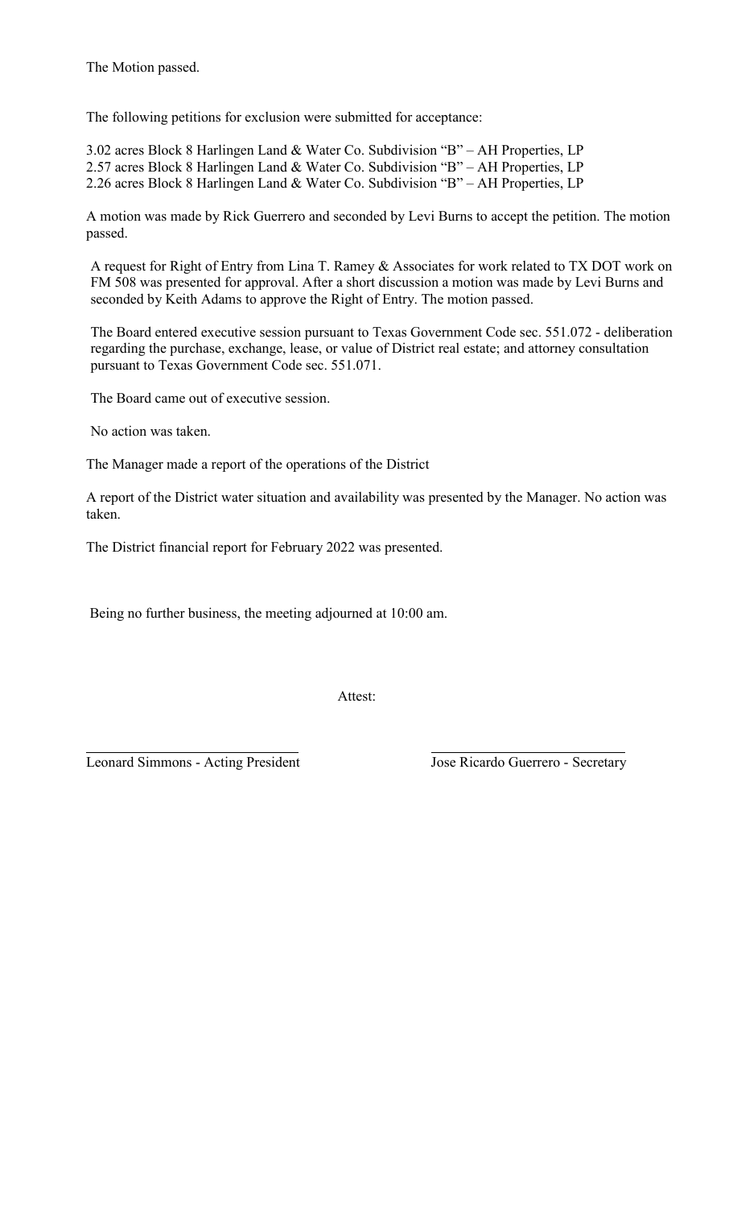The Motion passed.

The following petitions for exclusion were submitted for acceptance:

3.02 acres Block 8 Harlingen Land & Water Co. Subdivision "B" – AH Properties, LP
2.57 acres Block 8 Harlingen Land & Water Co. Subdivision "B" – AH Properties, LP
2.26 acres Block 8 Harlingen Land & Water Co. Subdivision "B" – AH Properties, LP

A motion was made by Rick Guerrero and seconded by Levi Burns to accept the petition. The motion passed.

A request for Right of Entry from Lina T. Ramey & Associates for work related to TX DOT work on FM 508 was presented for approval. After a short discussion a motion was made by Levi Burns and seconded by Keith Adams to approve the Right of Entry. The motion passed.

The Board entered executive session pursuant to Texas Government Code sec. 551.072 - deliberation regarding the purchase, exchange, lease, or value of District real estate; and attorney consultation pursuant to Texas Government Code sec. 551.071.

The Board came out of executive session.

No action was taken.

The Manager made a report of the operations of the District

A report of the District water situation and availability was presented by the Manager. No action was taken.

The District financial report for February 2022 was presented.

Being no further business, the meeting adjourned at 10:00 am.

Attest:

Leonard Simmons - Acting President

Jose Ricardo Guerrero - Secretary